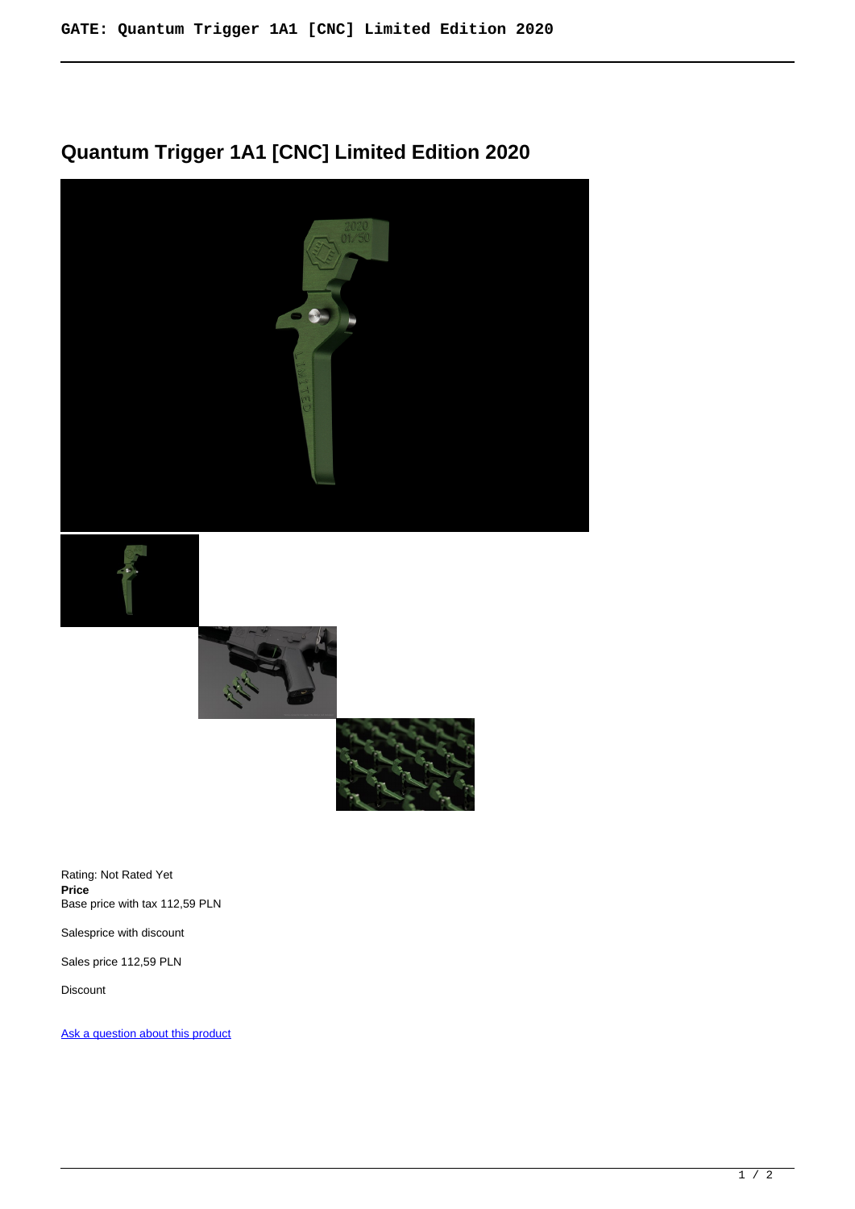# Quantum Trigger 1A1 [CNC] Limited Edition 2020

Rating: Not Rated Yet
**Price**
Base price with tax 112,59 PLN

Salesprice with discount

Sales price 112,59 PLN

Discount

[Ask a question about this product]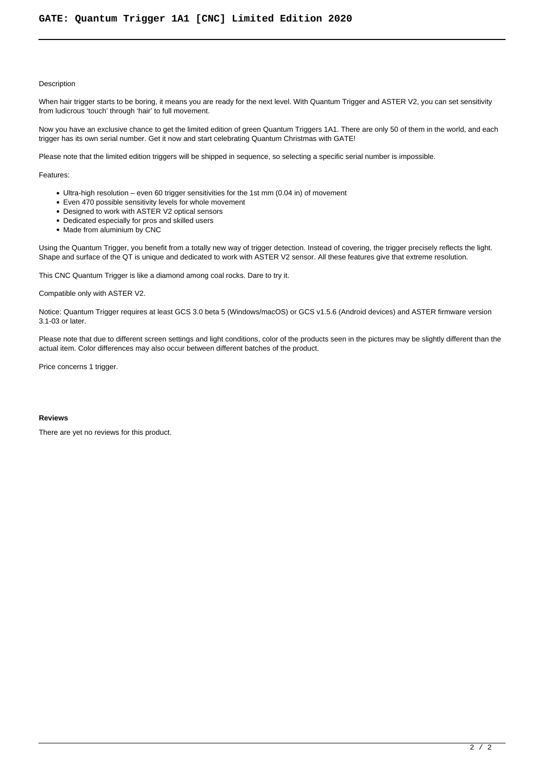# GATE: Quantum Trigger 1A1 [CNC] Limited Edition 2020

Description

When hair trigger starts to be boring, it means you are ready for the next level. With Quantum Trigger and ASTER V2, you can set sensitivity from ludicrous 'touch' through 'hair' to full movement.

Now you have an exclusive chance to get the limited edition of green Quantum Triggers 1A1. There are only 50 of them in the world, and each trigger has its own serial number. Get it now and start celebrating Quantum Christmas with GATE!

Please note that the limited edition triggers will be shipped in sequence, so selecting a specific serial number is impossible.

Features:

- Ultra-high resolution – even 60 trigger sensitivities for the 1st mm (0.04 in) of movement
- Even 470 possible sensitivity levels for whole movement
- Designed to work with ASTER V2 optical sensors
- Dedicated especially for pros and skilled users
- Made from aluminium by CNC

Using the Quantum Trigger, you benefit from a totally new way of trigger detection. Instead of covering, the trigger precisely reflects the light. Shape and surface of the QT is unique and dedicated to work with ASTER V2 sensor. All these features give that extreme resolution.

This CNC Quantum Trigger is like a diamond among coal rocks. Dare to try it.

Compatible only with ASTER V2.

Notice: Quantum Trigger requires at least GCS 3.0 beta 5 (Windows/macOS) or GCS v1.5.6 (Android devices) and ASTER firmware version 3.1-03 or later.

Please note that due to different screen settings and light conditions, color of the products seen in the pictures may be slightly different than the actual item. Color differences may also occur between different batches of the product.

Price concerns 1 trigger.

**Reviews**

There are yet no reviews for this product.